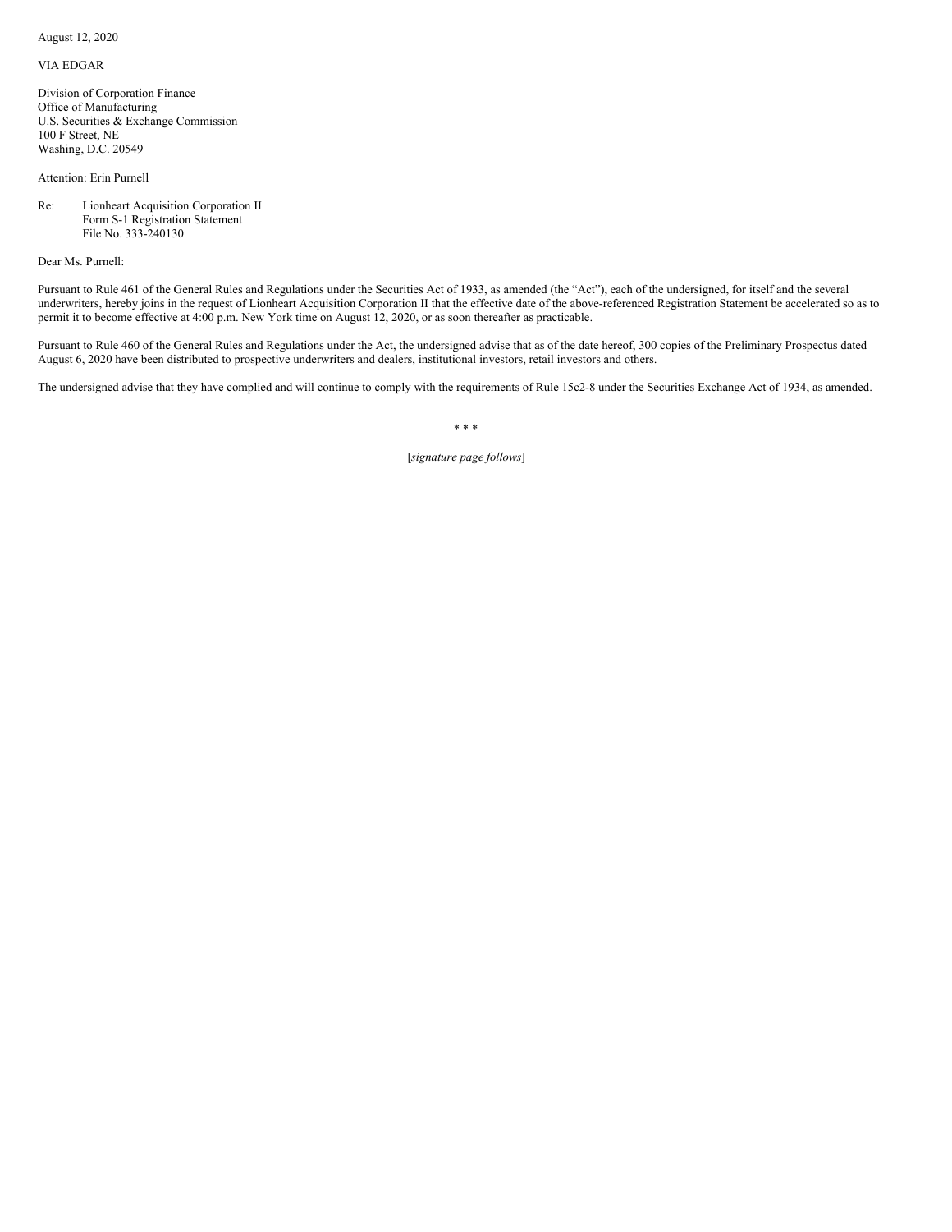August 12, 2020

VIA EDGAR

Division of Corporation Finance
Office of Manufacturing
U.S. Securities & Exchange Commission
100 F Street, NE
Washing, D.C. 20549

Attention: Erin Purnell

Re: Lionheart Acquisition Corporation II
Form S-1 Registration Statement
File No. 333-240130

Dear Ms. Purnell:

Pursuant to Rule 461 of the General Rules and Regulations under the Securities Act of 1933, as amended (the "Act"), each of the undersigned, for itself and the several underwriters, hereby joins in the request of Lionheart Acquisition Corporation II that the effective date of the above-referenced Registration Statement be accelerated so as to permit it to become effective at 4:00 p.m. New York time on August 12, 2020, or as soon thereafter as practicable.

Pursuant to Rule 460 of the General Rules and Regulations under the Act, the undersigned advise that as of the date hereof, 300 copies of the Preliminary Prospectus dated August 6, 2020 have been distributed to prospective underwriters and dealers, institutional investors, retail investors and others.

The undersigned advise that they have complied and will continue to comply with the requirements of Rule 15c2-8 under the Securities Exchange Act of 1934, as amended.

* * *

[*signature page follows*]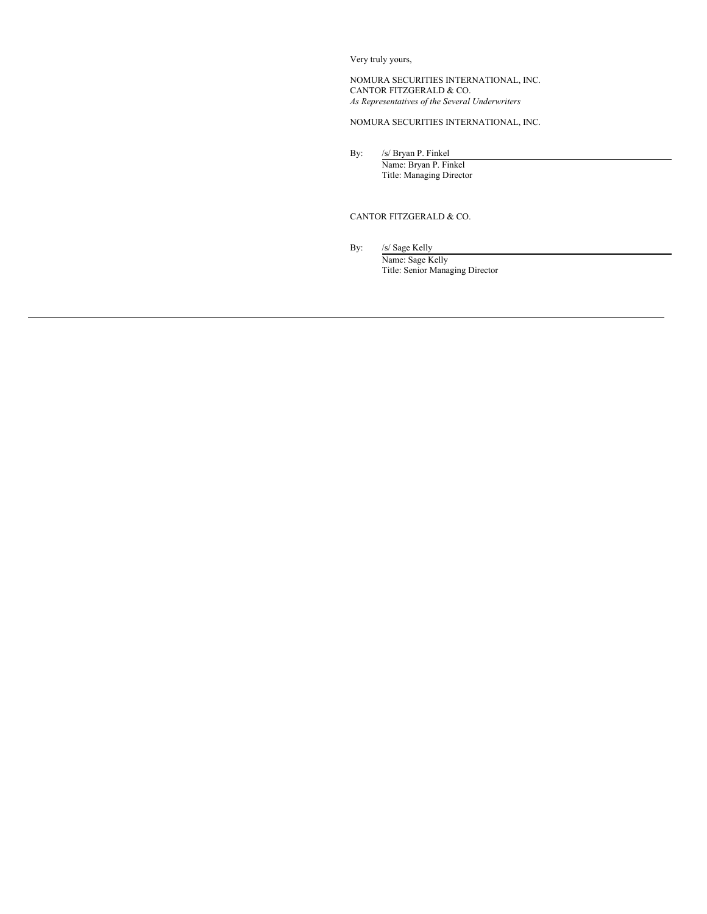Very truly yours,

NOMURA SECURITIES INTERNATIONAL, INC.
CANTOR FITZGERALD & CO.
*As Representatives of the Several Underwriters*

NOMURA SECURITIES INTERNATIONAL, INC.

By: /s/ Bryan P. Finkel
Name: Bryan P. Finkel
Title: Managing Director

CANTOR FITZGERALD & CO.

By: /s/ Sage Kelly
Name: Sage Kelly
Title: Senior Managing Director